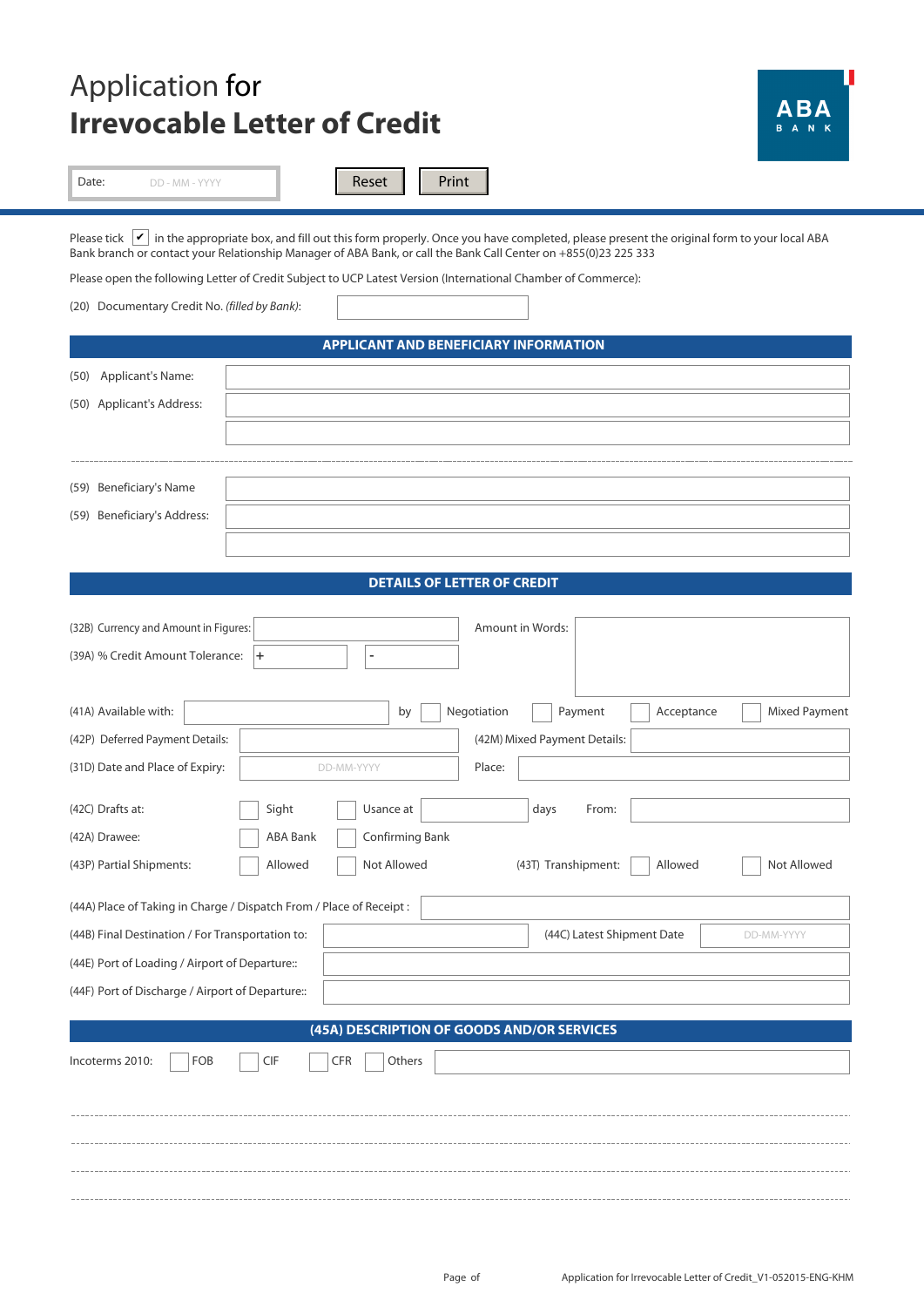# Application for
# Irrevocable Letter of Credit

ABA BANK

Date: DD - MM - YYYY

Reset | Print

Please tick ✔ in the appropriate box, and fill out this form properly. Once you have completed, please present the original form to your local ABA Bank branch or contact your Relationship Manager of ABA Bank, or call the Bank Call Center on +855(0)23 225 333

Please open the following Letter of Credit Subject to UCP Latest Version (International Chamber of Commerce):

(20) Documentary Credit No. *(filled by Bank)*: ______________

## APPLICANT AND BENEFICIARY INFORMATION

(50) Applicant's Name: ______________

(50) Applicant's Address: ______________

______________

(59) Beneficiary's Name ______________

(59) Beneficiary's Address: ______________

______________

## DETAILS OF LETTER OF CREDIT

(32B) Currency and Amount in Figures: ______________

Amount in Words: ______________

(39A) % Credit Amount Tolerance: + ______ - ______

(41A) Available with: ______________ by ☐ Negotiation ☐ Payment ☐ Acceptance ☐ Mixed Payment

(42P) Deferred Payment Details: ______________

(42M) Mixed Payment Details: ______________

(31D) Date and Place of Expiry: DD-MM-YYYY

Place: ______________

(42C) Drafts at: ☐ Sight ☐ Usance at ______ days From: ______________

(42A) Drawee: ☐ ABA Bank ☐ Confirming Bank

(43P) Partial Shipments: ☐ Allowed ☐ Not Allowed

(43T) Transhipment: ☐ Allowed ☐ Not Allowed

(44A) Place of Taking in Charge / Dispatch From / Place of Receipt : ______________

(44B) Final Destination / For Transportation to: ______________

(44C) Latest Shipment Date DD-MM-YYYY

(44E) Port of Loading / Airport of Departure:: ______________

(44F) Port of Discharge / Airport of Departure:: ______________

## (45A) DESCRIPTION OF GOODS AND/OR SERVICES

Incoterms 2010: ☐ FOB ☐ CIF ☐ CFR ☐ Others ______________

______________

______________

______________

______________

Application for Irrevocable Letter of Credit_V1-052015-ENG-KHM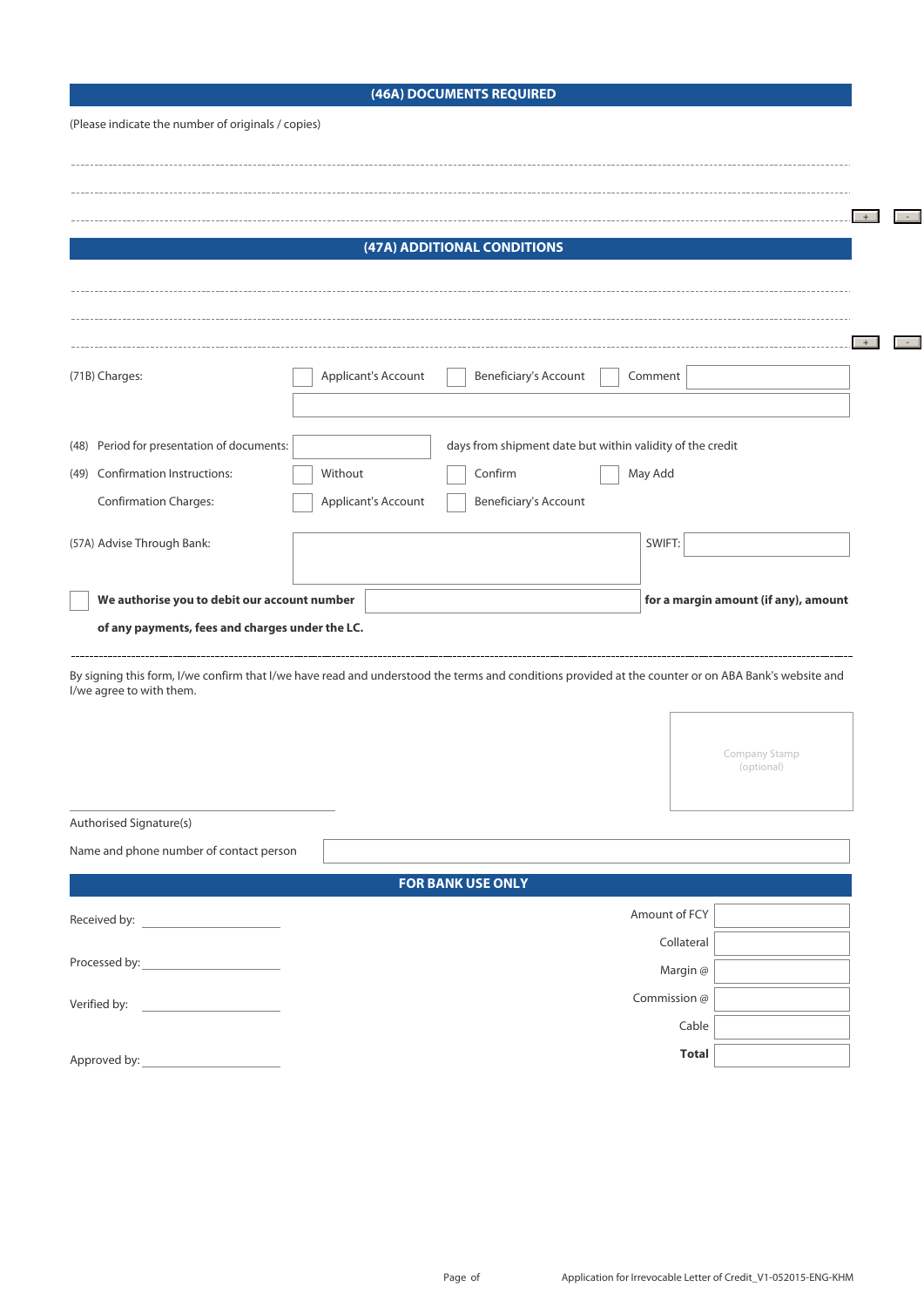## (46A) DOCUMENTS REQUIRED

(Please indicate the number of originals / copies)

## (47A) ADDITIONAL CONDITIONS

(71B) Charges: ☐ Applicant's Account ☐ Beneficiary's Account ☐ Comment

(48) Period for presentation of documents: ______ days from shipment date but within validity of the credit

(49) Confirmation Instructions: ☐ Without ☐ Confirm ☐ May Add

Confirmation Charges: ☐ Applicant's Account ☐ Beneficiary's Account

(57A) Advise Through Bank: ______ SWIFT: ______

☐ **We authorise you to debit our account number** ______ **for a margin amount (if any), amount of any payments, fees and charges under the LC.**

By signing this form, I/we confirm that I/we have read and understood the terms and conditions provided at the counter or on ABA Bank's website and I/we agree to with them.

Company Stamp (optional)

Authorised Signature(s)

Name and phone number of contact person

## FOR BANK USE ONLY

| | | | |
|---|---|---|---|
| Received by: | | Amount of FCY | |
| | | Collateral | |
| Processed by: | | Margin @ | |
| | | Commission @ | |
| Verified by: | | Cable | |
| Approved by: | | **Total** | |

Application for Irrevocable Letter of Credit_V1-052015-ENG-KHM